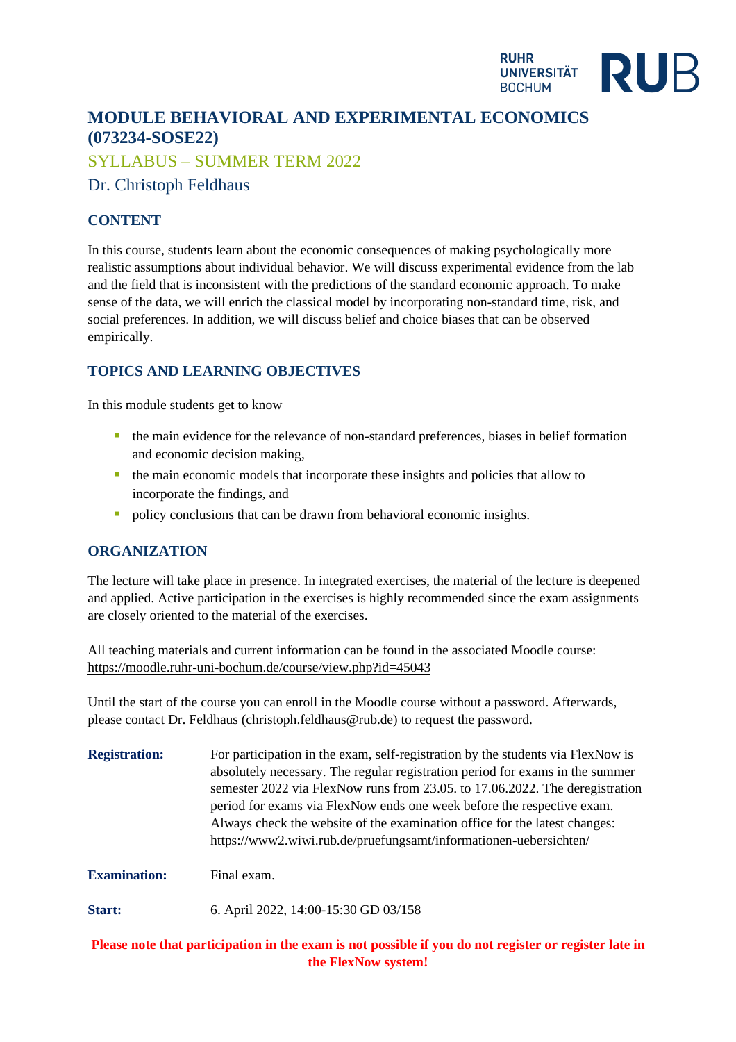# MODULE BEHAVIORAL AND EXPERIMENTAL ECONOMICS (073234-SOSE22)

## SYLLABUS – SUMMER TERM 2022

## Dr. Christoph Feldhaus

### CONTENT

In this course, students learn about the economic consequences of making psychologically more realistic assumptions about individual behavior. We will discuss experimental evidence from the lab and the field that is inconsistent with the predictions of the standard economic approach. To make sense of the data, we will enrich the classical model by incorporating non-standard time, risk, and social preferences. In addition, we will discuss belief and choice biases that can be observed empirically.

### TOPICS AND LEARNING OBJECTIVES

In this module students get to know

- the main evidence for the relevance of non-standard preferences, biases in belief formation and economic decision making,
- the main economic models that incorporate these insights and policies that allow to incorporate the findings, and
- policy conclusions that can be drawn from behavioral economic insights.

### ORGANIZATION

The lecture will take place in presence. In integrated exercises, the material of the lecture is deepened and applied. Active participation in the exercises is highly recommended since the exam assignments are closely oriented to the material of the exercises.

All teaching materials and current information can be found in the associated Moodle course: https://moodle.ruhr-uni-bochum.de/course/view.php?id=45043

Until the start of the course you can enroll in the Moodle course without a password. Afterwards, please contact Dr. Feldhaus (christoph.feldhaus@rub.de) to request the password.

**Registration:** For participation in the exam, self-registration by the students via FlexNow is absolutely necessary. The regular registration period for exams in the summer semester 2022 via FlexNow runs from 23.05. to 17.06.2022. The deregistration period for exams via FlexNow ends one week before the respective exam. Always check the website of the examination office for the latest changes: https://www2.wiwi.rub.de/pruefungsamt/informationen-uebersichten/

**Examination:** Final exam.

**Start:** 6. April 2022, 14:00-15:30 GD 03/158

**Please note that participation in the exam is not possible if you do not register or register late in the FlexNow system!**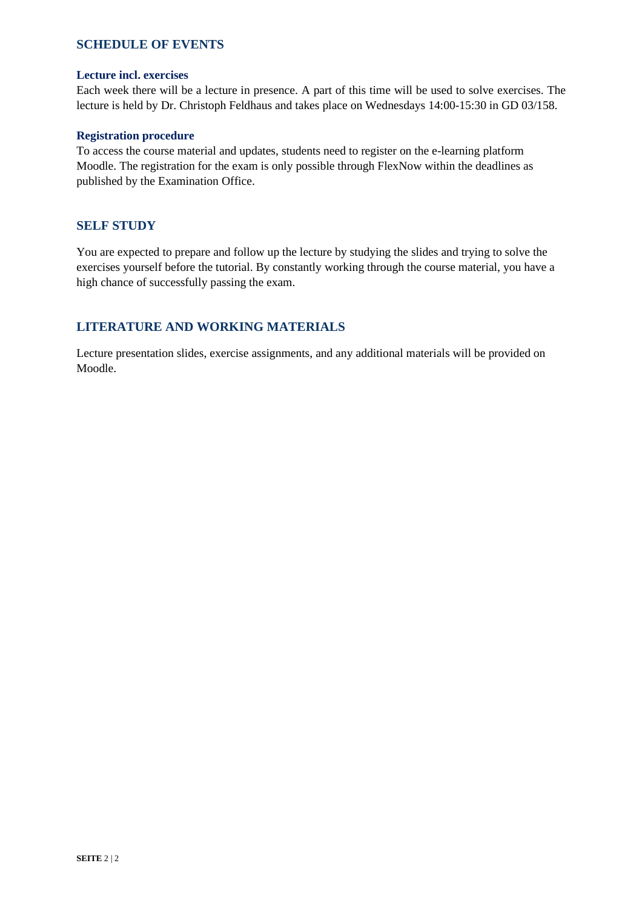## SCHEDULE OF EVENTS

### Lecture incl. exercises

Each week there will be a lecture in presence. A part of this time will be used to solve exercises. The lecture is held by Dr. Christoph Feldhaus and takes place on Wednesdays 14:00-15:30 in GD 03/158.

### Registration procedure

To access the course material and updates, students need to register on the e-learning platform Moodle. The registration for the exam is only possible through FlexNow within the deadlines as published by the Examination Office.

## SELF STUDY

You are expected to prepare and follow up the lecture by studying the slides and trying to solve the exercises yourself before the tutorial. By constantly working through the course material, you have a high chance of successfully passing the exam.

## LITERATURE AND WORKING MATERIALS

Lecture presentation slides, exercise assignments, and any additional materials will be provided on Moodle.